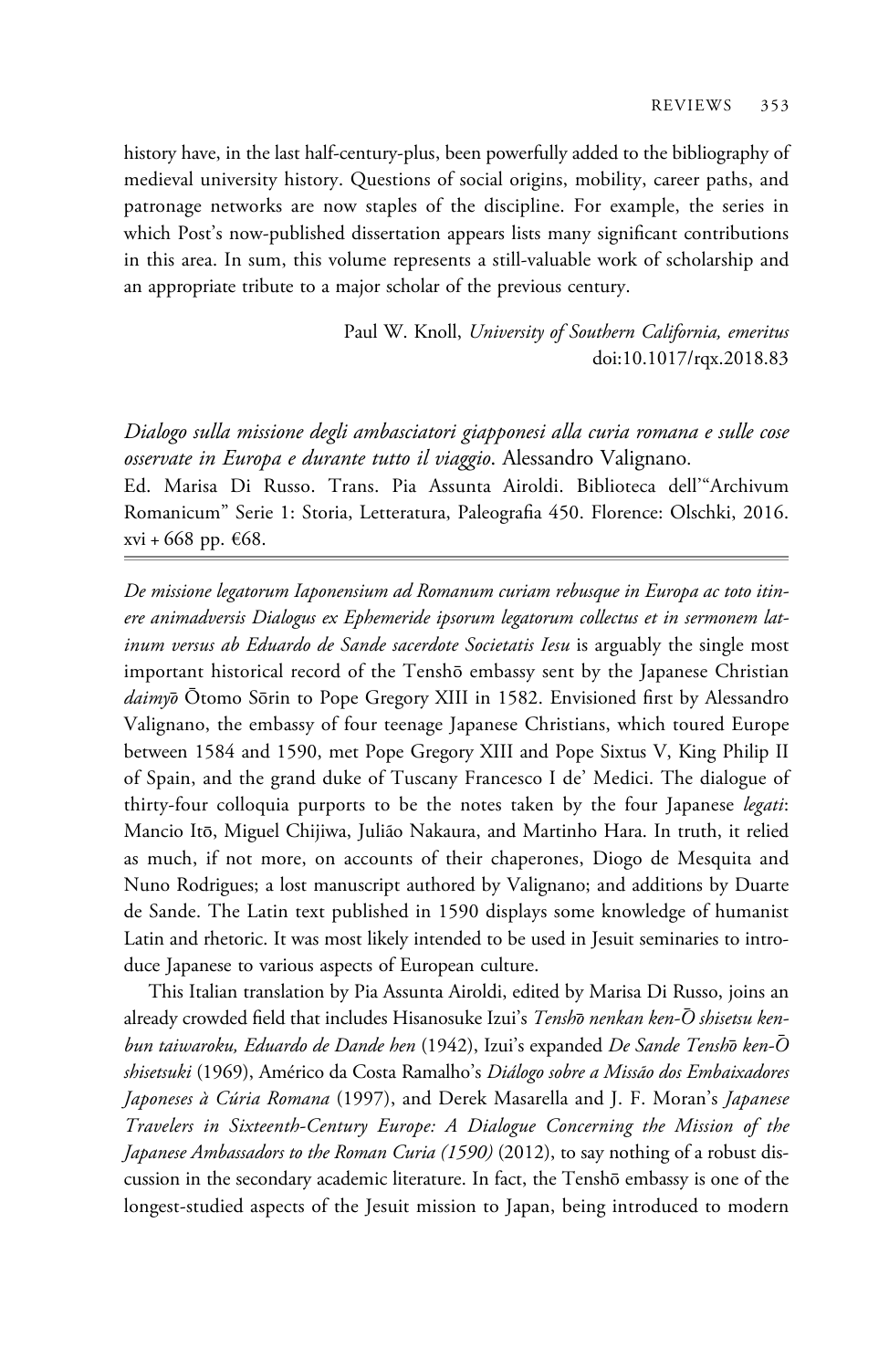history have, in the last half-century-plus, been powerfully added to the bibliography of medieval university history. Questions of social origins, mobility, career paths, and patronage networks are now staples of the discipline. For example, the series in which Post's now-published dissertation appears lists many significant contributions in this area. In sum, this volume represents a still-valuable work of scholarship and an appropriate tribute to a major scholar of the previous century.

Paul W. Knoll, *University of Southern California, emeritus*
doi:10.1017/rqx.2018.83

---

*Dialogo sulla missione degli ambasciatori giapponesi alla curia romana e sulle cose osservate in Europa e durante tutto il viaggio*. Alessandro Valignano.
Ed. Marisa Di Russo. Trans. Pia Assunta Airoldi. Biblioteca dell'"Archivum Romanicum" Serie 1: Storia, Letteratura, Paleografia 450. Florence: Olschki, 2016. xvi + 668 pp. €68.

---

*De missione legatorum Iaponensium ad Romanum curiam rebusque in Europa ac toto itinere animadversis Dialogus ex Ephemeride ipsorum legatorum collectus et in sermonem latinum versus ab Eduardo de Sande sacerdote Societatis Iesu* is arguably the single most important historical record of the Tenshō embassy sent by the Japanese Christian *daimyō* Ōtomo Sōrin to Pope Gregory XIII in 1582. Envisioned first by Alessandro Valignano, the embassy of four teenage Japanese Christians, which toured Europe between 1584 and 1590, met Pope Gregory XIII and Pope Sixtus V, King Philip II of Spain, and the grand duke of Tuscany Francesco I de' Medici. The dialogue of thirty-four colloquia purports to be the notes taken by the four Japanese *legati*: Mancio Itō, Miguel Chijiwa, Julião Nakaura, and Martinho Hara. In truth, it relied as much, if not more, on accounts of their chaperones, Diogo de Mesquita and Nuno Rodrigues; a lost manuscript authored by Valignano; and additions by Duarte de Sande. The Latin text published in 1590 displays some knowledge of humanist Latin and rhetoric. It was most likely intended to be used in Jesuit seminaries to introduce Japanese to various aspects of European culture.

This Italian translation by Pia Assunta Airoldi, edited by Marisa Di Russo, joins an already crowded field that includes Hisanosuke Izui's *Tenshō nenkan ken-Ō shisetsu kenbun taiwaroku, Eduardo de Dande hen* (1942), Izui's expanded *De Sande Tenshō ken-Ō shisetsuki* (1969), Américo da Costa Ramalho's *Diálogo sobre a Missão dos Embaixadores Japoneses à Cúria Romana* (1997), and Derek Masarella and J. F. Moran's *Japanese Travelers in Sixteenth-Century Europe: A Dialogue Concerning the Mission of the Japanese Ambassadors to the Roman Curia (1590)* (2012), to say nothing of a robust discussion in the secondary academic literature. In fact, the Tenshō embassy is one of the longest-studied aspects of the Jesuit mission to Japan, being introduced to modern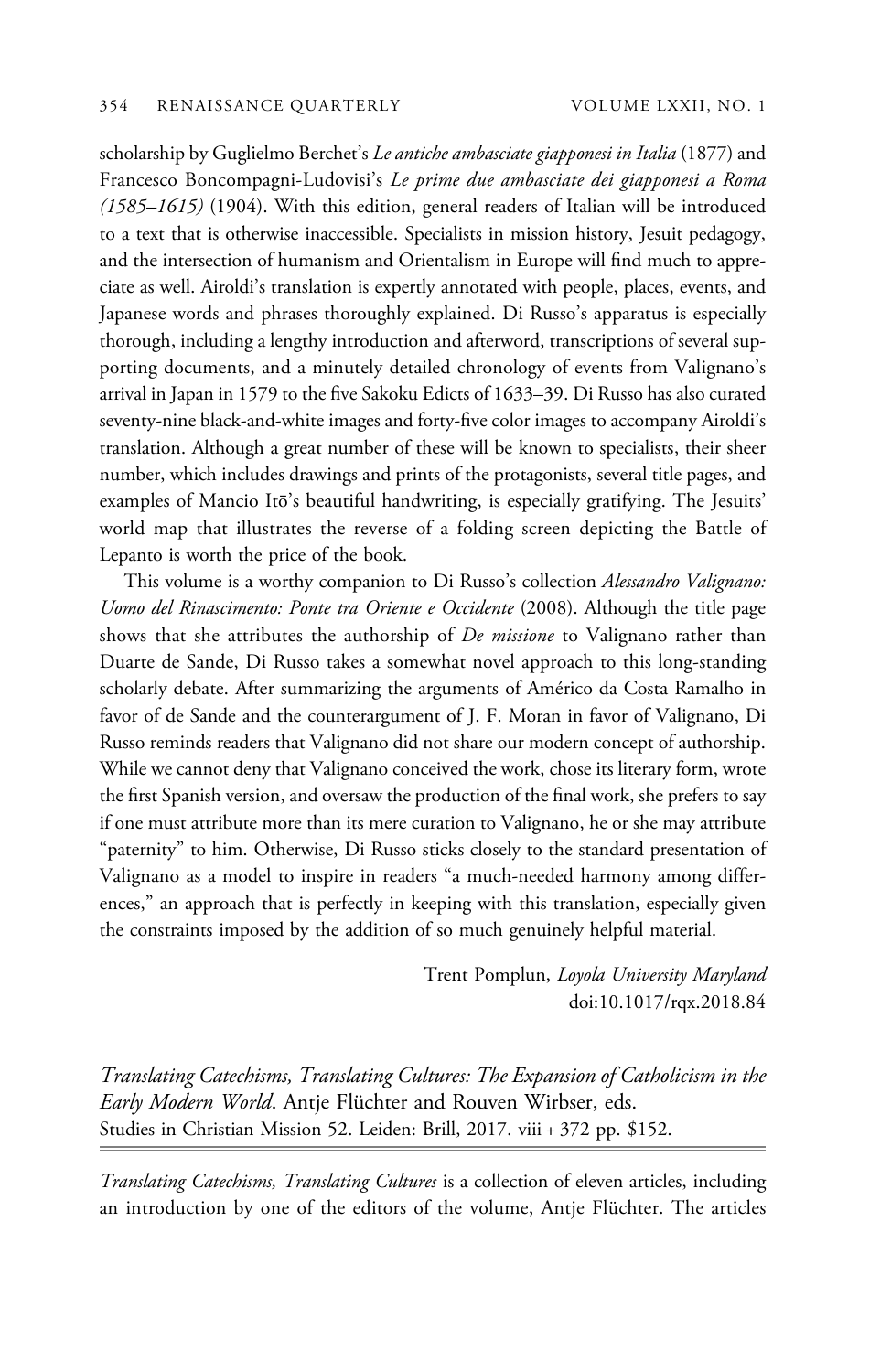scholarship by Guglielmo Berchet's *Le antiche ambasciate giapponesi in Italia* (1877) and Francesco Boncompagni-Ludovisi's *Le prime due ambasciate dei giapponesi a Roma (1585–1615)* (1904). With this edition, general readers of Italian will be introduced to a text that is otherwise inaccessible. Specialists in mission history, Jesuit pedagogy, and the intersection of humanism and Orientalism in Europe will find much to appreciate as well. Airoldi's translation is expertly annotated with people, places, events, and Japanese words and phrases thoroughly explained. Di Russo's apparatus is especially thorough, including a lengthy introduction and afterword, transcriptions of several supporting documents, and a minutely detailed chronology of events from Valignano's arrival in Japan in 1579 to the five Sakoku Edicts of 1633–39. Di Russo has also curated seventy-nine black-and-white images and forty-five color images to accompany Airoldi's translation. Although a great number of these will be known to specialists, their sheer number, which includes drawings and prints of the protagonists, several title pages, and examples of Mancio Itō's beautiful handwriting, is especially gratifying. The Jesuits' world map that illustrates the reverse of a folding screen depicting the Battle of Lepanto is worth the price of the book.

This volume is a worthy companion to Di Russo's collection *Alessandro Valignano: Uomo del Rinascimento: Ponte tra Oriente e Occidente* (2008). Although the title page shows that she attributes the authorship of *De missione* to Valignano rather than Duarte de Sande, Di Russo takes a somewhat novel approach to this long-standing scholarly debate. After summarizing the arguments of Américo da Costa Ramalho in favor of de Sande and the counterargument of J. F. Moran in favor of Valignano, Di Russo reminds readers that Valignano did not share our modern concept of authorship. While we cannot deny that Valignano conceived the work, chose its literary form, wrote the first Spanish version, and oversaw the production of the final work, she prefers to say if one must attribute more than its mere curation to Valignano, he or she may attribute "paternity" to him. Otherwise, Di Russo sticks closely to the standard presentation of Valignano as a model to inspire in readers "a much-needed harmony among differences," an approach that is perfectly in keeping with this translation, especially given the constraints imposed by the addition of so much genuinely helpful material.

Trent Pomplun, *Loyola University Maryland*
doi:10.1017/rqx.2018.84

---

*Translating Catechisms, Translating Cultures: The Expansion of Catholicism in the Early Modern World*. Antje Flüchter and Rouven Wirbser, eds. Studies in Christian Mission 52. Leiden: Brill, 2017. viii + 372 pp. $152.

---

*Translating Catechisms, Translating Cultures* is a collection of eleven articles, including an introduction by one of the editors of the volume, Antje Flüchter. The articles